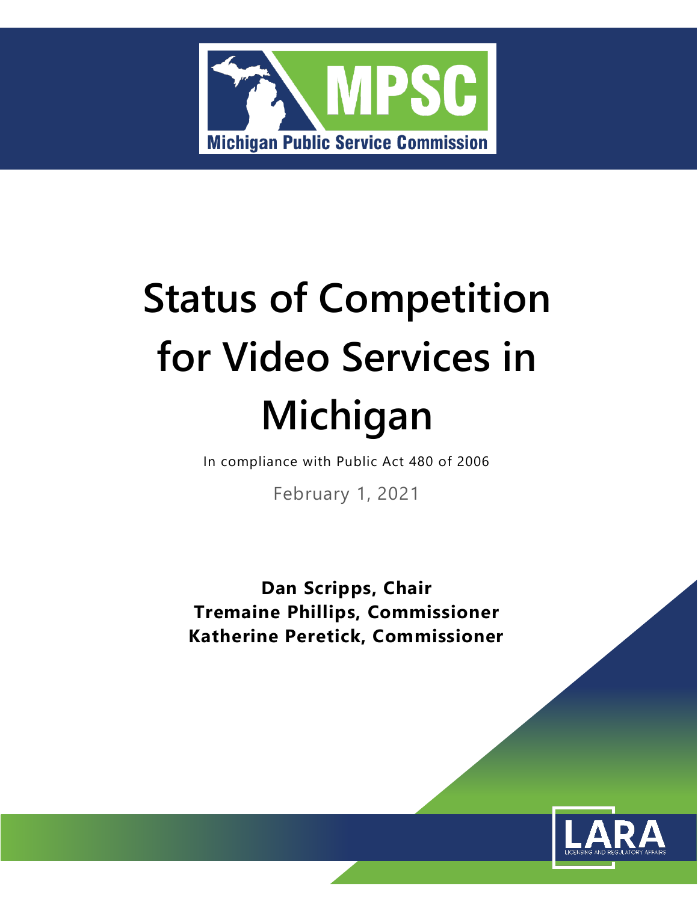MPSC

Michigan Public Service Commission

# Status of Competition for Video Services in Michigan

In compliance with Public Act 480 of 2006

February 1, 2021

**Dan Scripps, Chair**
**Tremaine Phillips, Commissioner**
**Katherine Peretick, Commissioner**

LARA

LICENSING AND REGULATORY AFFAIRS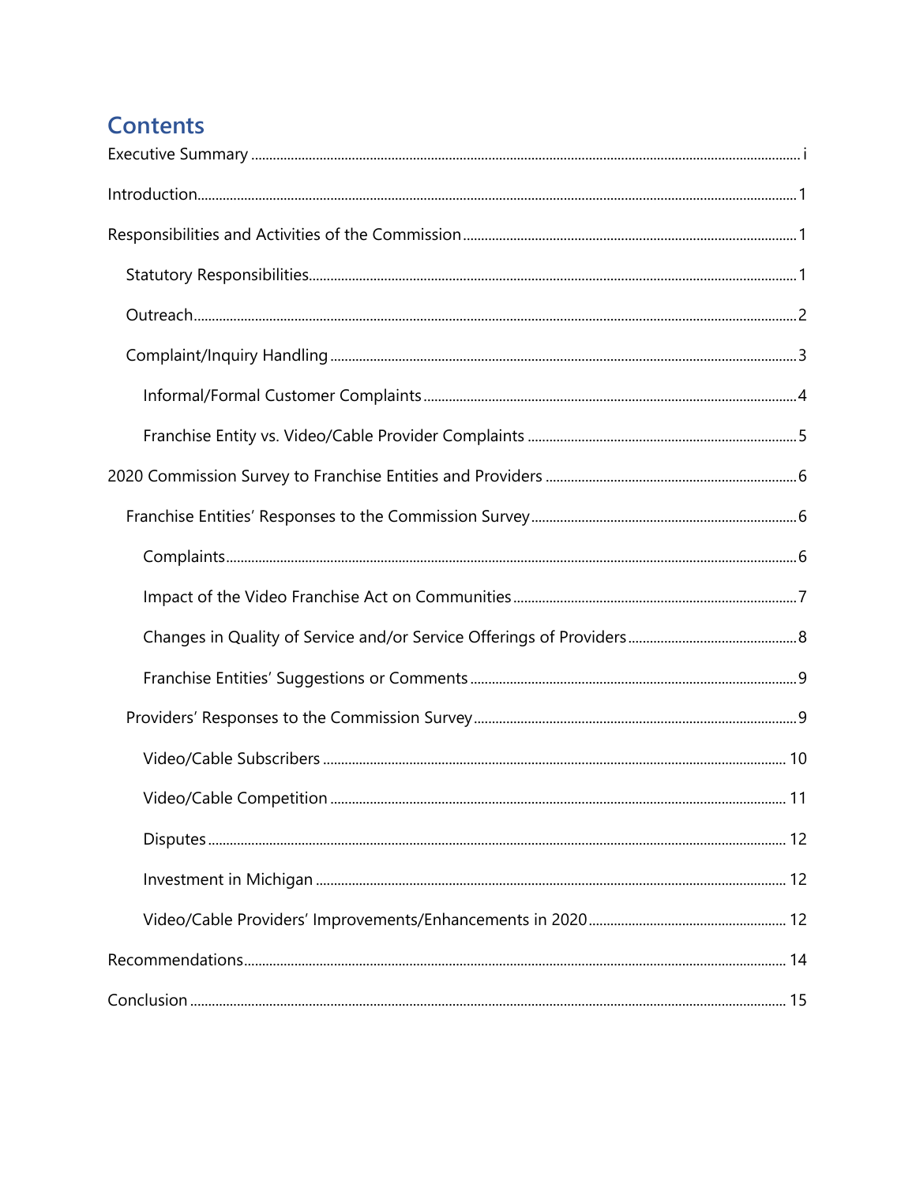# Contents

Executive Summary ..... i

Introduction ..... 1

Responsibilities and Activities of the Commission ..... 1

- Statutory Responsibilities ..... 1
- Outreach ..... 2
- Complaint/Inquiry Handling ..... 3
  - Informal/Formal Customer Complaints ..... 4
  - Franchise Entity vs. Video/Cable Provider Complaints ..... 5

2020 Commission Survey to Franchise Entities and Providers ..... 6

- Franchise Entities' Responses to the Commission Survey ..... 6
  - Complaints ..... 6
  - Impact of the Video Franchise Act on Communities ..... 7
  - Changes in Quality of Service and/or Service Offerings of Providers ..... 8
  - Franchise Entities' Suggestions or Comments ..... 9
- Providers' Responses to the Commission Survey ..... 9
  - Video/Cable Subscribers ..... 10
  - Video/Cable Competition ..... 11
  - Disputes ..... 12
  - Investment in Michigan ..... 12
  - Video/Cable Providers' Improvements/Enhancements in 2020 ..... 12

Recommendations ..... 14

Conclusion ..... 15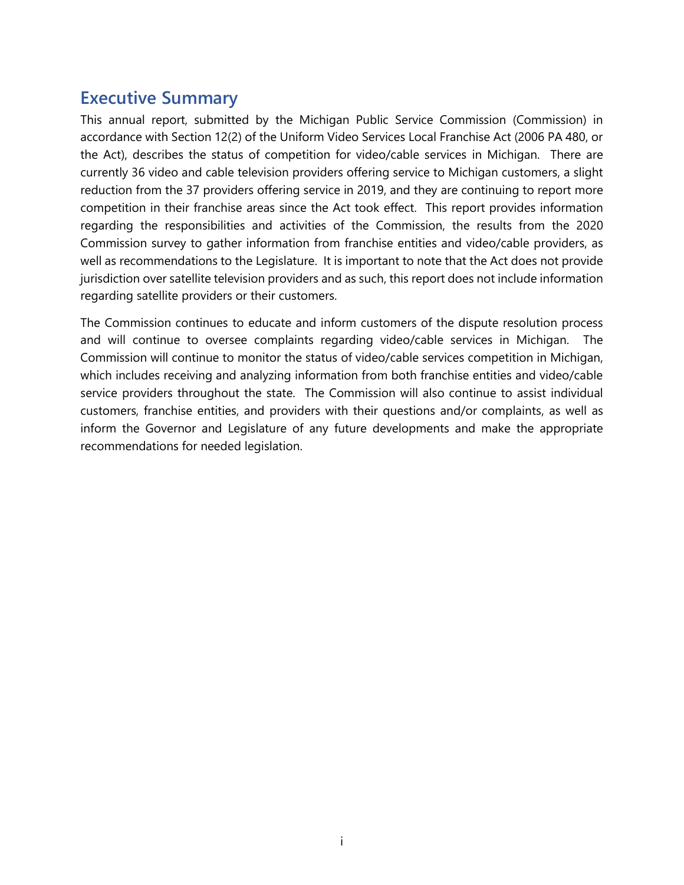## Executive Summary

This annual report, submitted by the Michigan Public Service Commission (Commission) in accordance with Section 12(2) of the Uniform Video Services Local Franchise Act (2006 PA 480, or the Act), describes the status of competition for video/cable services in Michigan. There are currently 36 video and cable television providers offering service to Michigan customers, a slight reduction from the 37 providers offering service in 2019, and they are continuing to report more competition in their franchise areas since the Act took effect. This report provides information regarding the responsibilities and activities of the Commission, the results from the 2020 Commission survey to gather information from franchise entities and video/cable providers, as well as recommendations to the Legislature. It is important to note that the Act does not provide jurisdiction over satellite television providers and as such, this report does not include information regarding satellite providers or their customers.

The Commission continues to educate and inform customers of the dispute resolution process and will continue to oversee complaints regarding video/cable services in Michigan. The Commission will continue to monitor the status of video/cable services competition in Michigan, which includes receiving and analyzing information from both franchise entities and video/cable service providers throughout the state. The Commission will also continue to assist individual customers, franchise entities, and providers with their questions and/or complaints, as well as inform the Governor and Legislature of any future developments and make the appropriate recommendations for needed legislation.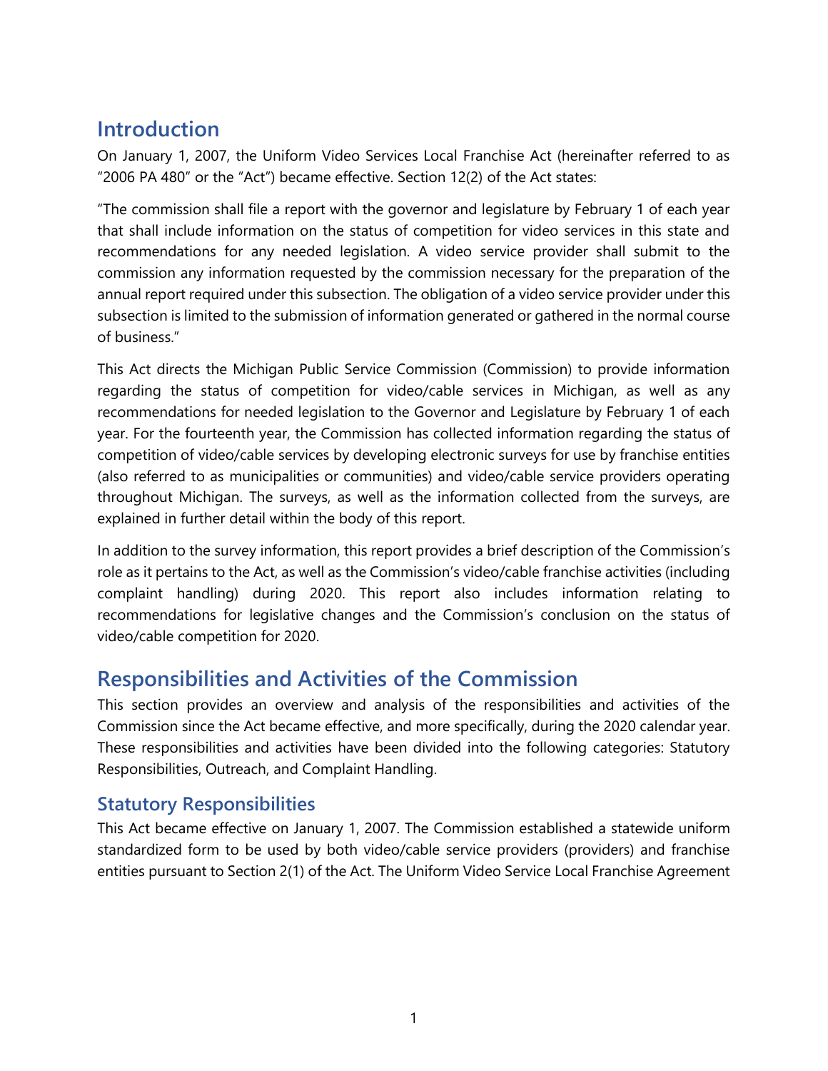## Introduction

On January 1, 2007, the Uniform Video Services Local Franchise Act (hereinafter referred to as "2006 PA 480" or the "Act") became effective. Section 12(2) of the Act states:

"The commission shall file a report with the governor and legislature by February 1 of each year that shall include information on the status of competition for video services in this state and recommendations for any needed legislation. A video service provider shall submit to the commission any information requested by the commission necessary for the preparation of the annual report required under this subsection. The obligation of a video service provider under this subsection is limited to the submission of information generated or gathered in the normal course of business."

This Act directs the Michigan Public Service Commission (Commission) to provide information regarding the status of competition for video/cable services in Michigan, as well as any recommendations for needed legislation to the Governor and Legislature by February 1 of each year. For the fourteenth year, the Commission has collected information regarding the status of competition of video/cable services by developing electronic surveys for use by franchise entities (also referred to as municipalities or communities) and video/cable service providers operating throughout Michigan. The surveys, as well as the information collected from the surveys, are explained in further detail within the body of this report.

In addition to the survey information, this report provides a brief description of the Commission's role as it pertains to the Act, as well as the Commission's video/cable franchise activities (including complaint handling) during 2020. This report also includes information relating to recommendations for legislative changes and the Commission's conclusion on the status of video/cable competition for 2020.

## Responsibilities and Activities of the Commission

This section provides an overview and analysis of the responsibilities and activities of the Commission since the Act became effective, and more specifically, during the 2020 calendar year. These responsibilities and activities have been divided into the following categories: Statutory Responsibilities, Outreach, and Complaint Handling.

### Statutory Responsibilities

This Act became effective on January 1, 2007. The Commission established a statewide uniform standardized form to be used by both video/cable service providers (providers) and franchise entities pursuant to Section 2(1) of the Act. The Uniform Video Service Local Franchise Agreement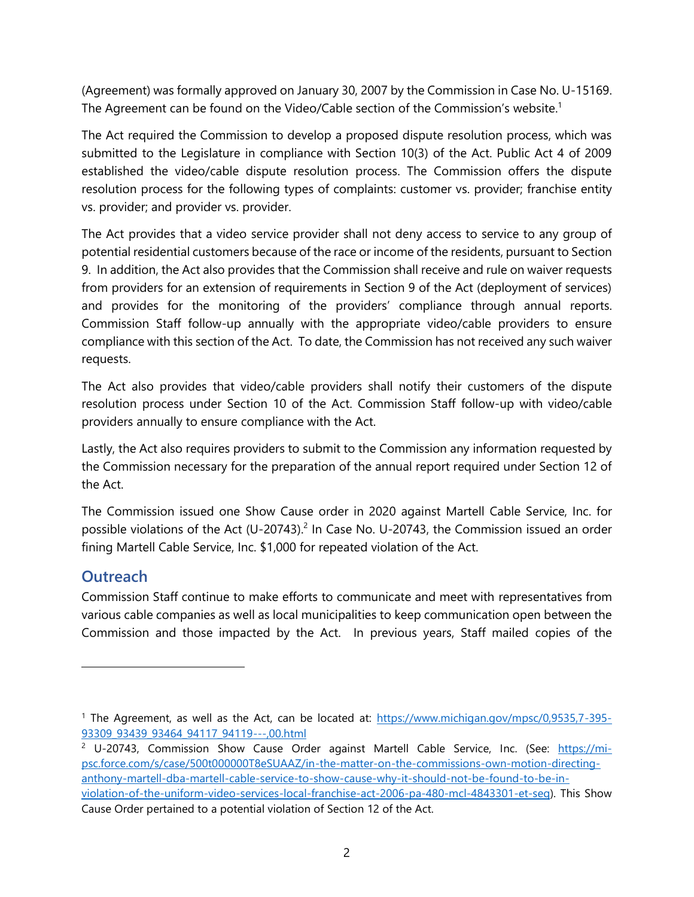(Agreement) was formally approved on January 30, 2007 by the Commission in Case No. U-15169. The Agreement can be found on the Video/Cable section of the Commission's website.[1]

The Act required the Commission to develop a proposed dispute resolution process, which was submitted to the Legislature in compliance with Section 10(3) of the Act. Public Act 4 of 2009 established the video/cable dispute resolution process. The Commission offers the dispute resolution process for the following types of complaints: customer vs. provider; franchise entity vs. provider; and provider vs. provider.

The Act provides that a video service provider shall not deny access to service to any group of potential residential customers because of the race or income of the residents, pursuant to Section 9. In addition, the Act also provides that the Commission shall receive and rule on waiver requests from providers for an extension of requirements in Section 9 of the Act (deployment of services) and provides for the monitoring of the providers' compliance through annual reports. Commission Staff follow-up annually with the appropriate video/cable providers to ensure compliance with this section of the Act. To date, the Commission has not received any such waiver requests.

The Act also provides that video/cable providers shall notify their customers of the dispute resolution process under Section 10 of the Act. Commission Staff follow-up with video/cable providers annually to ensure compliance with the Act.

Lastly, the Act also requires providers to submit to the Commission any information requested by the Commission necessary for the preparation of the annual report required under Section 12 of the Act.

The Commission issued one Show Cause order in 2020 against Martell Cable Service, Inc. for possible violations of the Act (U-20743).[2] In Case No. U-20743, the Commission issued an order fining Martell Cable Service, Inc. $1,000 for repeated violation of the Act.

## Outreach

Commission Staff continue to make efforts to communicate and meet with representatives from various cable companies as well as local municipalities to keep communication open between the Commission and those impacted by the Act. In previous years, Staff mailed copies of the

---

[1] The Agreement, as well as the Act, can be located at: https://www.michigan.gov/mpsc/0,9535,7-395-93309_93439_93464_94117_94119---,00.html

[2] U-20743, Commission Show Cause Order against Martell Cable Service, Inc. (See: https://mi-psc.force.com/s/case/500t000000T8eSUAAZ/in-the-matter-on-the-commissions-own-motion-directing-anthony-martell-dba-martell-cable-service-to-show-cause-why-it-should-not-be-found-to-be-in-violation-of-the-uniform-video-services-local-franchise-act-2006-pa-480-mcl-4843301-et-seq). This Show Cause Order pertained to a potential violation of Section 12 of the Act.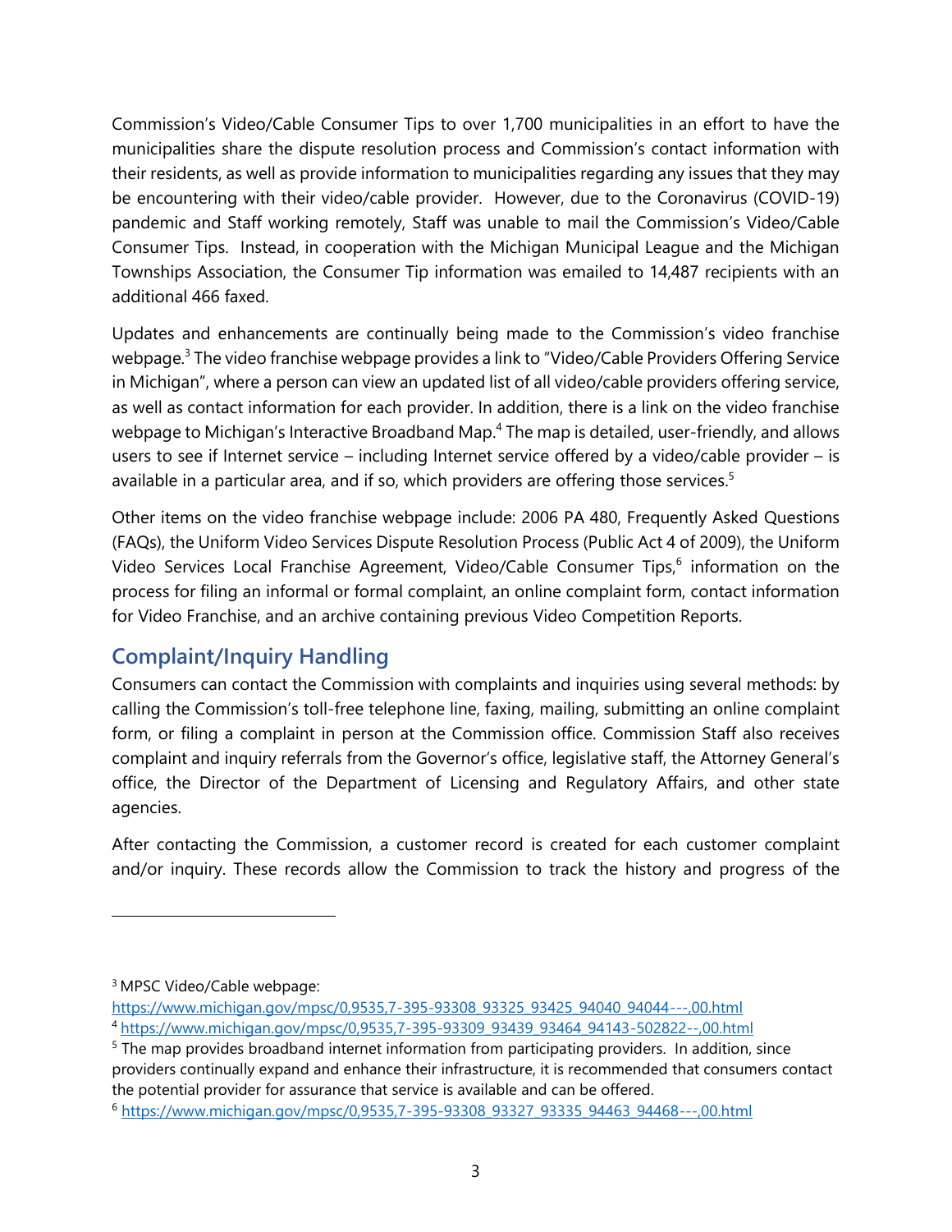Commission's Video/Cable Consumer Tips to over 1,700 municipalities in an effort to have the municipalities share the dispute resolution process and Commission's contact information with their residents, as well as provide information to municipalities regarding any issues that they may be encountering with their video/cable provider. However, due to the Coronavirus (COVID-19) pandemic and Staff working remotely, Staff was unable to mail the Commission's Video/Cable Consumer Tips. Instead, in cooperation with the Michigan Municipal League and the Michigan Townships Association, the Consumer Tip information was emailed to 14,487 recipients with an additional 466 faxed.

Updates and enhancements are continually being made to the Commission's video franchise webpage.[3] The video franchise webpage provides a link to "Video/Cable Providers Offering Service in Michigan", where a person can view an updated list of all video/cable providers offering service, as well as contact information for each provider. In addition, there is a link on the video franchise webpage to Michigan's Interactive Broadband Map.[4] The map is detailed, user-friendly, and allows users to see if Internet service – including Internet service offered by a video/cable provider – is available in a particular area, and if so, which providers are offering those services.[5]

Other items on the video franchise webpage include: 2006 PA 480, Frequently Asked Questions (FAQs), the Uniform Video Services Dispute Resolution Process (Public Act 4 of 2009), the Uniform Video Services Local Franchise Agreement, Video/Cable Consumer Tips,[6] information on the process for filing an informal or formal complaint, an online complaint form, contact information for Video Franchise, and an archive containing previous Video Competition Reports.

## Complaint/Inquiry Handling

Consumers can contact the Commission with complaints and inquiries using several methods: by calling the Commission's toll-free telephone line, faxing, mailing, submitting an online complaint form, or filing a complaint in person at the Commission office. Commission Staff also receives complaint and inquiry referrals from the Governor's office, legislative staff, the Attorney General's office, the Director of the Department of Licensing and Regulatory Affairs, and other state agencies.

After contacting the Commission, a customer record is created for each customer complaint and/or inquiry. These records allow the Commission to track the history and progress of the

---

[3] MPSC Video/Cable webpage: https://www.michigan.gov/mpsc/0,9535,7-395-93308_93325_93425_94040_94044---,00.html

[4] https://www.michigan.gov/mpsc/0,9535,7-395-93309_93439_93464_94143-502822--,00.html

[5] The map provides broadband internet information from participating providers. In addition, since providers continually expand and enhance their infrastructure, it is recommended that consumers contact the potential provider for assurance that service is available and can be offered.

[6] https://www.michigan.gov/mpsc/0,9535,7-395-93308_93327_93335_94463_94468---,00.html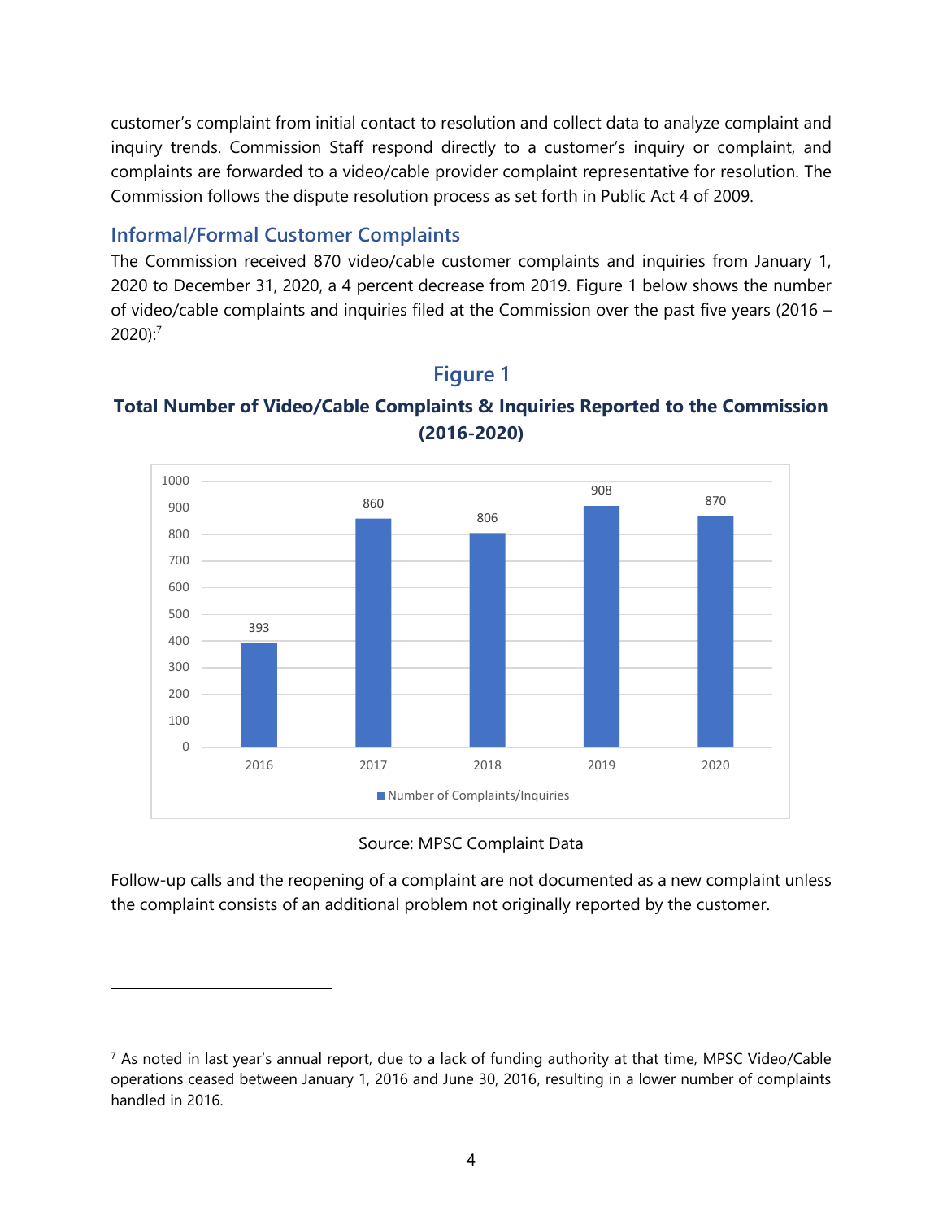customer's complaint from initial contact to resolution and collect data to analyze complaint and inquiry trends. Commission Staff respond directly to a customer's inquiry or complaint, and complaints are forwarded to a video/cable provider complaint representative for resolution. The Commission follows the dispute resolution process as set forth in Public Act 4 of 2009.

## Informal/Formal Customer Complaints

The Commission received 870 video/cable customer complaints and inquiries from January 1, 2020 to December 31, 2020, a 4 percent decrease from 2019. Figure 1 below shows the number of video/cable complaints and inquiries filed at the Commission over the past five years (2016 – 2020):[7]

### Figure 1

**Total Number of Video/Cable Complaints & Inquiries Reported to the Commission (2016-2020)**

| Year | Number of Complaints/Inquiries |
|---|---|
| 2016 | 393 |
| 2017 | 860 |
| 2018 | 806 |
| 2019 | 908 |
| 2020 | 870 |

Source: MPSC Complaint Data

Follow-up calls and the reopening of a complaint are not documented as a new complaint unless the complaint consists of an additional problem not originally reported by the customer.

---

[7] As noted in last year's annual report, due to a lack of funding authority at that time, MPSC Video/Cable operations ceased between January 1, 2016 and June 30, 2016, resulting in a lower number of complaints handled in 2016.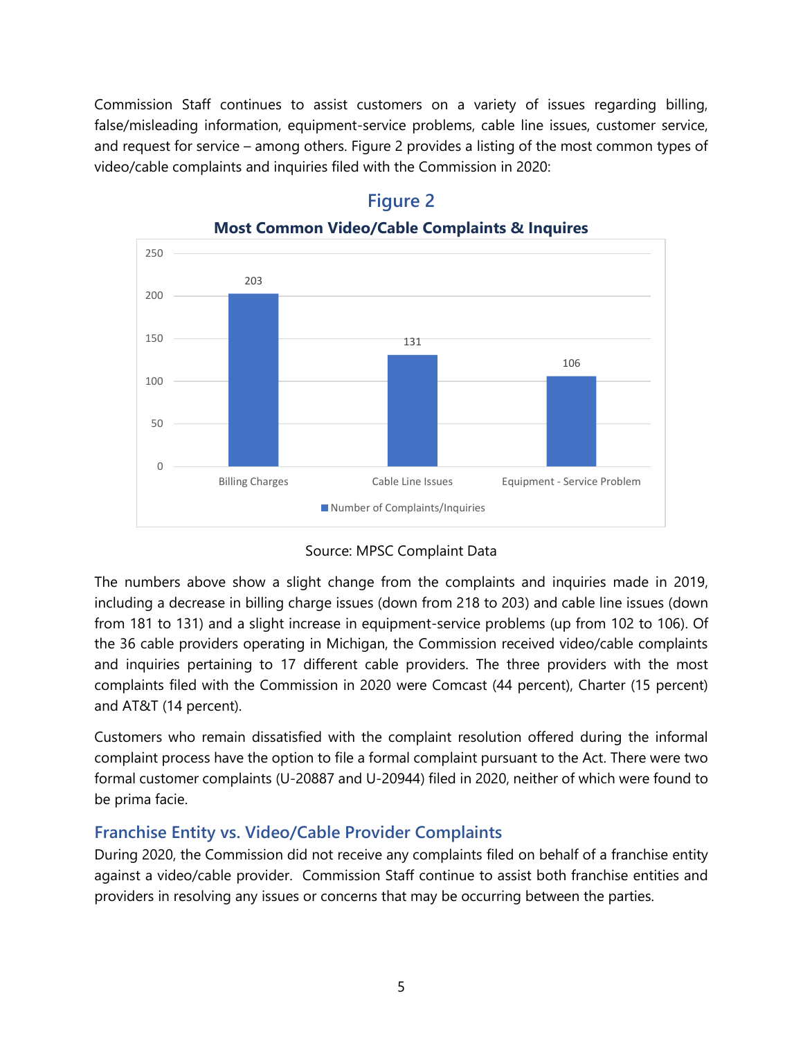Commission Staff continues to assist customers on a variety of issues regarding billing, false/misleading information, equipment-service problems, cable line issues, customer service, and request for service – among others. Figure 2 provides a listing of the most common types of video/cable complaints and inquiries filed with the Commission in 2020:

## Figure 2

**Most Common Video/Cable Complaints & Inquires**

| | Number of Complaints/Inquiries |
|---|---|
| Billing Charges | 203 |
| Cable Line Issues | 131 |
| Equipment - Service Problem | 106 |

Source: MPSC Complaint Data

The numbers above show a slight change from the complaints and inquiries made in 2019, including a decrease in billing charge issues (down from 218 to 203) and cable line issues (down from 181 to 131) and a slight increase in equipment-service problems (up from 102 to 106). Of the 36 cable providers operating in Michigan, the Commission received video/cable complaints and inquiries pertaining to 17 different cable providers. The three providers with the most complaints filed with the Commission in 2020 were Comcast (44 percent), Charter (15 percent) and AT&T (14 percent).

Customers who remain dissatisfied with the complaint resolution offered during the informal complaint process have the option to file a formal complaint pursuant to the Act. There were two formal customer complaints (U-20887 and U-20944) filed in 2020, neither of which were found to be prima facie.

### Franchise Entity vs. Video/Cable Provider Complaints

During 2020, the Commission did not receive any complaints filed on behalf of a franchise entity against a video/cable provider. Commission Staff continue to assist both franchise entities and providers in resolving any issues or concerns that may be occurring between the parties.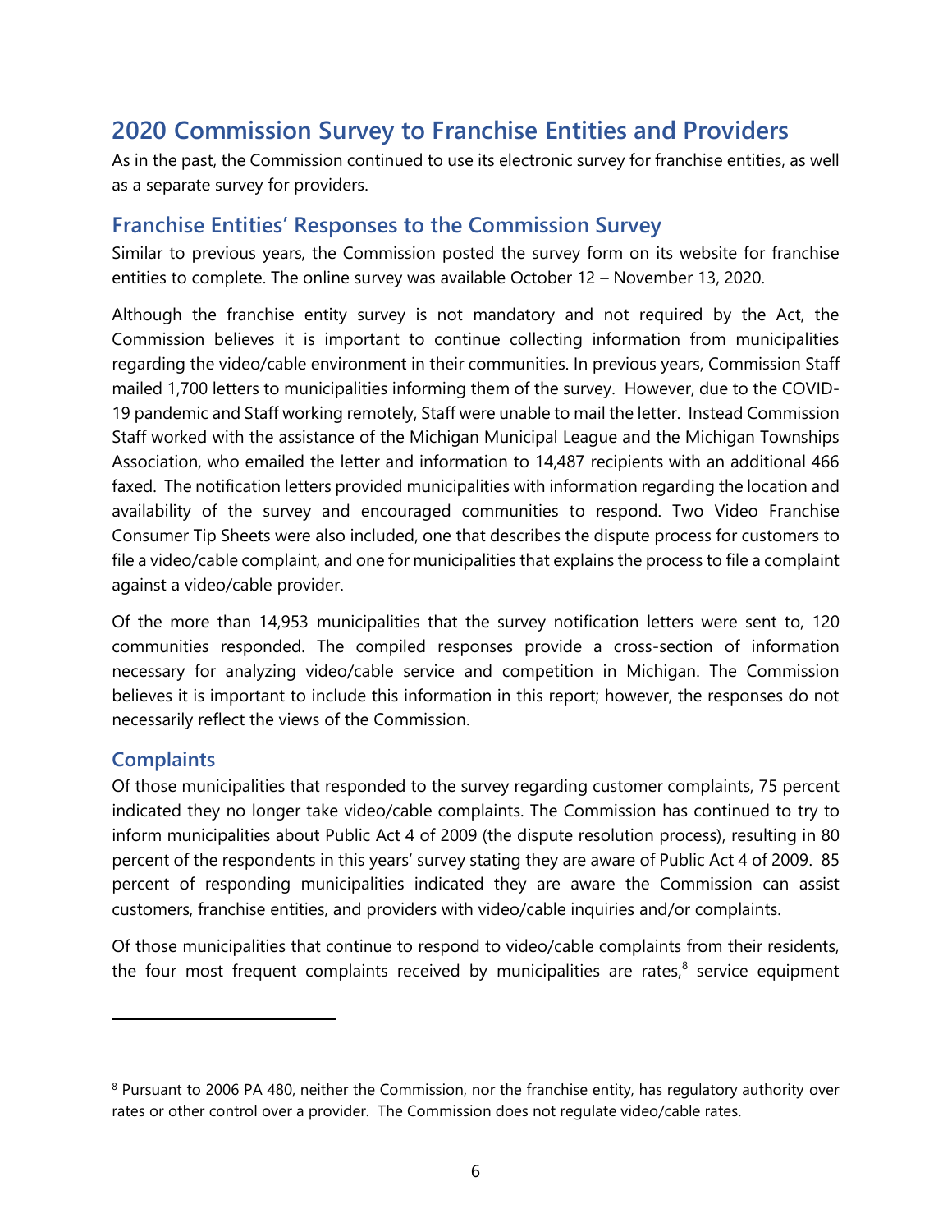## 2020 Commission Survey to Franchise Entities and Providers

As in the past, the Commission continued to use its electronic survey for franchise entities, as well as a separate survey for providers.

### Franchise Entities' Responses to the Commission Survey

Similar to previous years, the Commission posted the survey form on its website for franchise entities to complete. The online survey was available October 12 – November 13, 2020.

Although the franchise entity survey is not mandatory and not required by the Act, the Commission believes it is important to continue collecting information from municipalities regarding the video/cable environment in their communities. In previous years, Commission Staff mailed 1,700 letters to municipalities informing them of the survey. However, due to the COVID-19 pandemic and Staff working remotely, Staff were unable to mail the letter. Instead Commission Staff worked with the assistance of the Michigan Municipal League and the Michigan Townships Association, who emailed the letter and information to 14,487 recipients with an additional 466 faxed. The notification letters provided municipalities with information regarding the location and availability of the survey and encouraged communities to respond. Two Video Franchise Consumer Tip Sheets were also included, one that describes the dispute process for customers to file a video/cable complaint, and one for municipalities that explains the process to file a complaint against a video/cable provider.

Of the more than 14,953 municipalities that the survey notification letters were sent to, 120 communities responded. The compiled responses provide a cross-section of information necessary for analyzing video/cable service and competition in Michigan. The Commission believes it is important to include this information in this report; however, the responses do not necessarily reflect the views of the Commission.

### Complaints

Of those municipalities that responded to the survey regarding customer complaints, 75 percent indicated they no longer take video/cable complaints. The Commission has continued to try to inform municipalities about Public Act 4 of 2009 (the dispute resolution process), resulting in 80 percent of the respondents in this years' survey stating they are aware of Public Act 4 of 2009. 85 percent of responding municipalities indicated they are aware the Commission can assist customers, franchise entities, and providers with video/cable inquiries and/or complaints.

Of those municipalities that continue to respond to video/cable complaints from their residents, the four most frequent complaints received by municipalities are rates,[8] service equipment

---

[8] Pursuant to 2006 PA 480, neither the Commission, nor the franchise entity, has regulatory authority over rates or other control over a provider. The Commission does not regulate video/cable rates.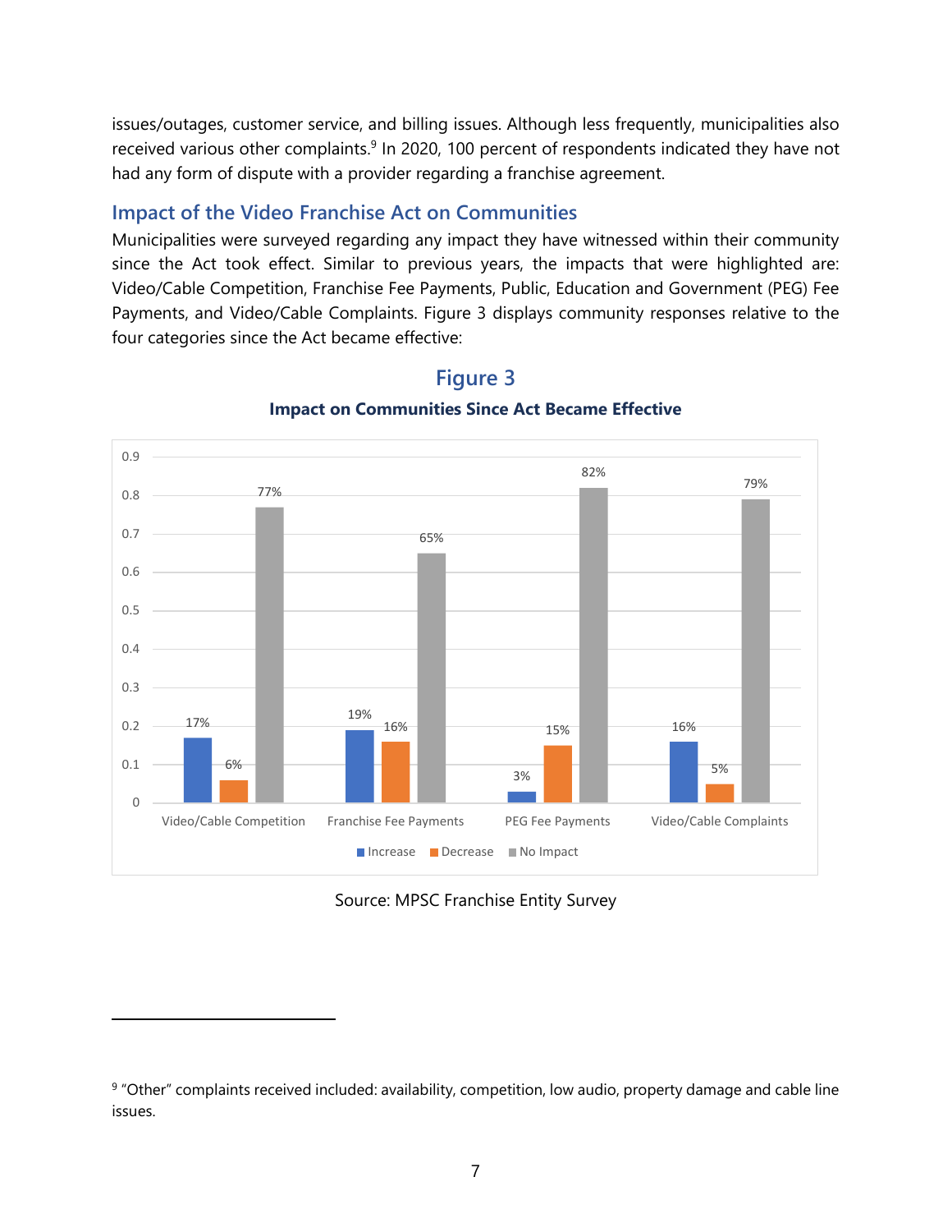issues/outages, customer service, and billing issues. Although less frequently, municipalities also received various other complaints.[9] In 2020, 100 percent of respondents indicated they have not had any form of dispute with a provider regarding a franchise agreement.

## Impact of the Video Franchise Act on Communities

Municipalities were surveyed regarding any impact they have witnessed within their community since the Act took effect. Similar to previous years, the impacts that were highlighted are: Video/Cable Competition, Franchise Fee Payments, Public, Education and Government (PEG) Fee Payments, and Video/Cable Complaints. Figure 3 displays community responses relative to the four categories since the Act became effective:

### Figure 3

**Impact on Communities Since Act Became Effective**

| | Increase | Decrease | No Impact |
|---|---|---|---|
| Video/Cable Competition | 17% | 6% | 77% |
| Franchise Fee Payments | 19% | 16% | 65% |
| PEG Fee Payments | 3% | 15% | 82% |
| Video/Cable Complaints | 16% | 5% | 79% |

Source: MPSC Franchise Entity Survey

[9] "Other" complaints received included: availability, competition, low audio, property damage and cable line issues.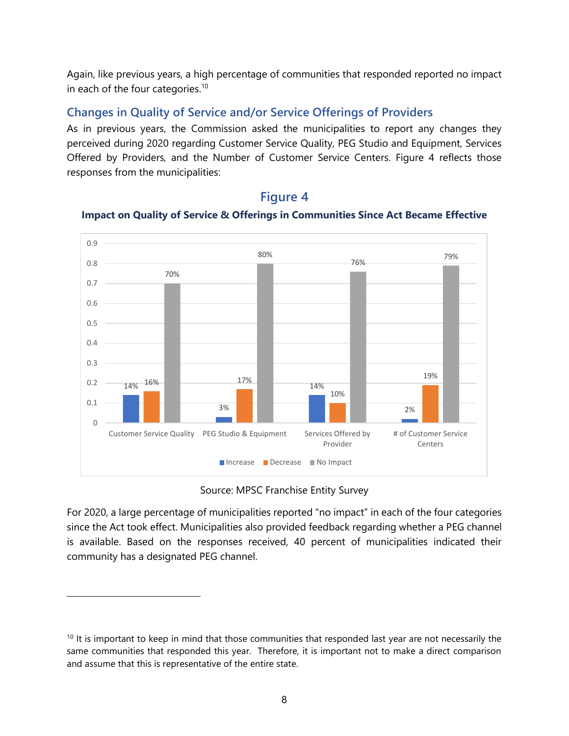Again, like previous years, a high percentage of communities that responded reported no impact in each of the four categories.[10]

## Changes in Quality of Service and/or Service Offerings of Providers

As in previous years, the Commission asked the municipalities to report any changes they perceived during 2020 regarding Customer Service Quality, PEG Studio and Equipment, Services Offered by Providers, and the Number of Customer Service Centers. Figure 4 reflects those responses from the municipalities:

### Figure 4

**Impact on Quality of Service & Offerings in Communities Since Act Became Effective**

| | Increase | Decrease | No Impact |
|---|---|---|---|
| Customer Service Quality | 14% | 16% | 70% |
| PEG Studio & Equipment | 3% | 17% | 80% |
| Services Offered by Provider | 14% | 10% | 76% |
| # of Customer Service Centers | 2% | 19% | 79% |

Source: MPSC Franchise Entity Survey

For 2020, a large percentage of municipalities reported "no impact" in each of the four categories since the Act took effect. Municipalities also provided feedback regarding whether a PEG channel is available. Based on the responses received, 40 percent of municipalities indicated their community has a designated PEG channel.

---

[10] It is important to keep in mind that those communities that responded last year are not necessarily the same communities that responded this year. Therefore, it is important not to make a direct comparison and assume that this is representative of the entire state.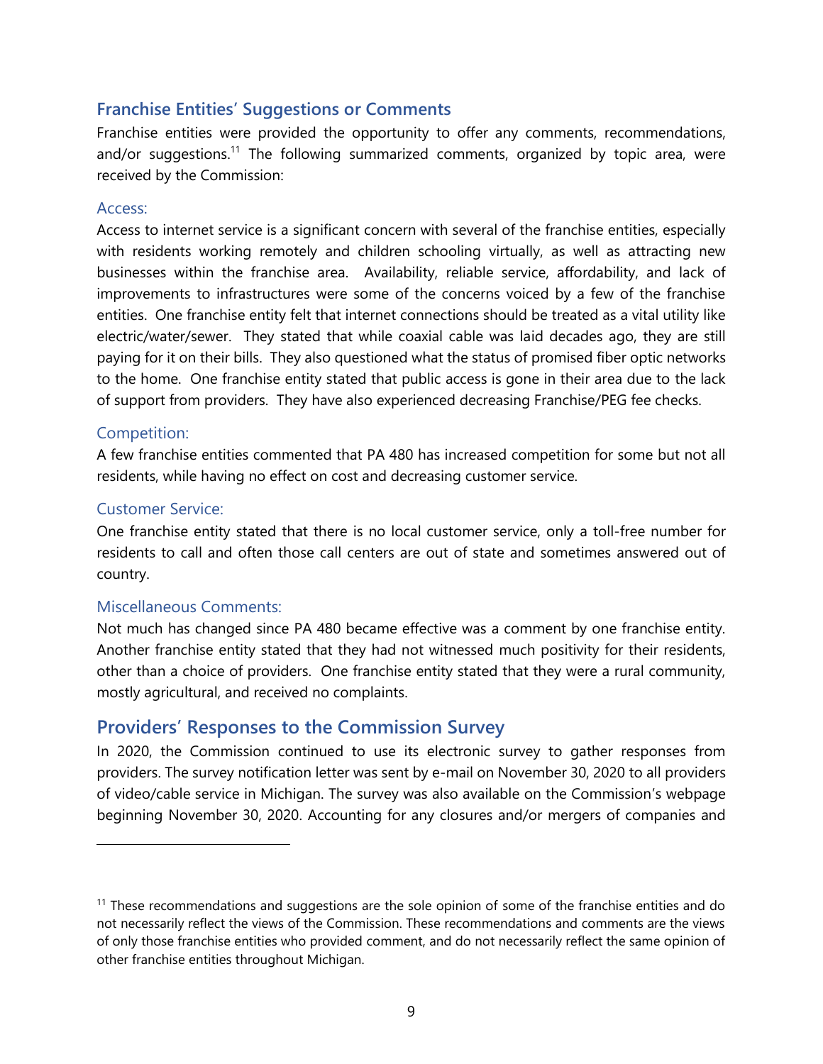## Franchise Entities' Suggestions or Comments

Franchise entities were provided the opportunity to offer any comments, recommendations, and/or suggestions.[11] The following summarized comments, organized by topic area, were received by the Commission:

### Access:

Access to internet service is a significant concern with several of the franchise entities, especially with residents working remotely and children schooling virtually, as well as attracting new businesses within the franchise area. Availability, reliable service, affordability, and lack of improvements to infrastructures were some of the concerns voiced by a few of the franchise entities. One franchise entity felt that internet connections should be treated as a vital utility like electric/water/sewer. They stated that while coaxial cable was laid decades ago, they are still paying for it on their bills. They also questioned what the status of promised fiber optic networks to the home. One franchise entity stated that public access is gone in their area due to the lack of support from providers. They have also experienced decreasing Franchise/PEG fee checks.

### Competition:

A few franchise entities commented that PA 480 has increased competition for some but not all residents, while having no effect on cost and decreasing customer service.

### Customer Service:

One franchise entity stated that there is no local customer service, only a toll-free number for residents to call and often those call centers are out of state and sometimes answered out of country.

### Miscellaneous Comments:

Not much has changed since PA 480 became effective was a comment by one franchise entity. Another franchise entity stated that they had not witnessed much positivity for their residents, other than a choice of providers. One franchise entity stated that they were a rural community, mostly agricultural, and received no complaints.

## Providers' Responses to the Commission Survey

In 2020, the Commission continued to use its electronic survey to gather responses from providers. The survey notification letter was sent by e-mail on November 30, 2020 to all providers of video/cable service in Michigan. The survey was also available on the Commission's webpage beginning November 30, 2020. Accounting for any closures and/or mergers of companies and

---

[11] These recommendations and suggestions are the sole opinion of some of the franchise entities and do not necessarily reflect the views of the Commission. These recommendations and comments are the views of only those franchise entities who provided comment, and do not necessarily reflect the same opinion of other franchise entities throughout Michigan.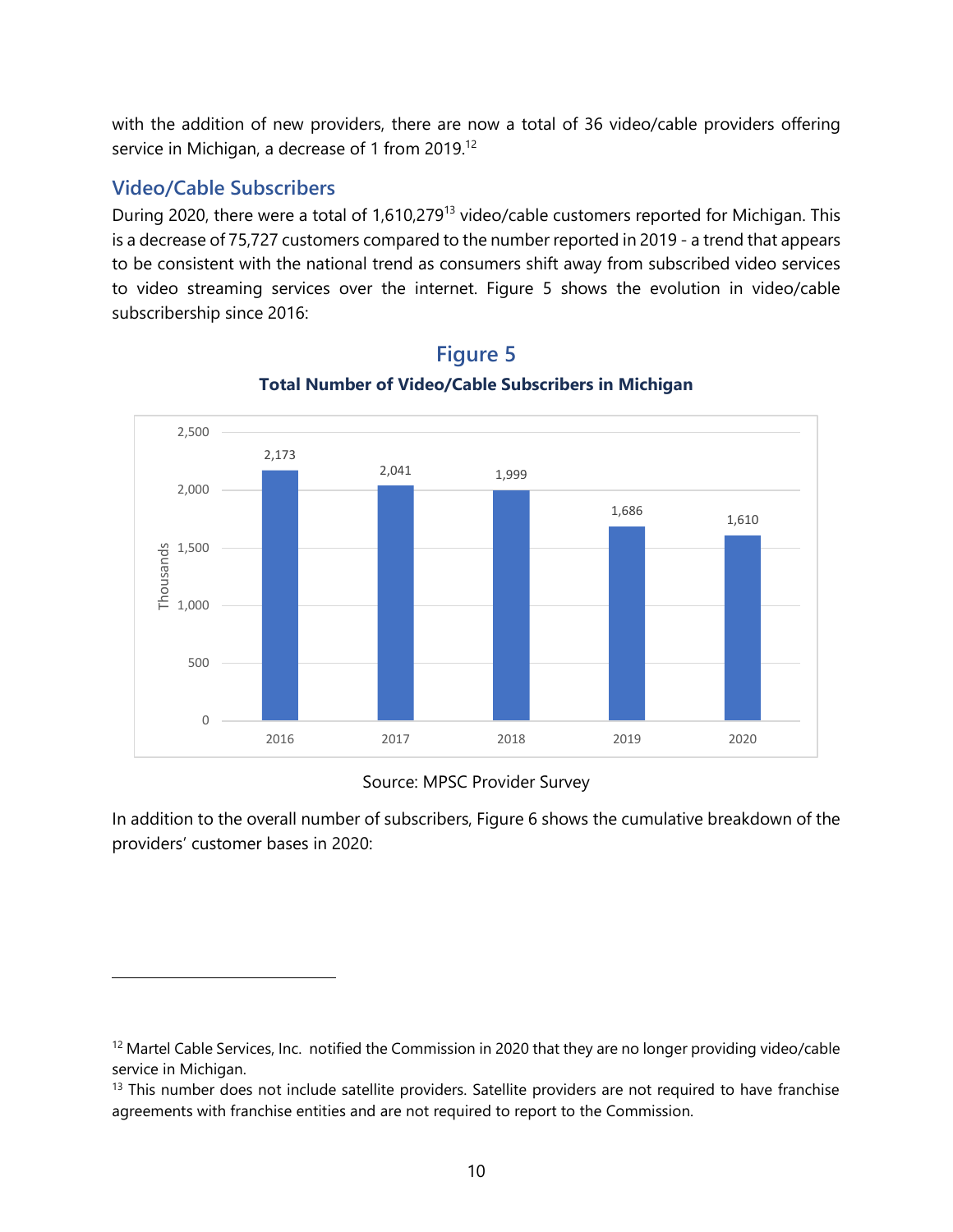with the addition of new providers, there are now a total of 36 video/cable providers offering service in Michigan, a decrease of 1 from 2019.[12]

## Video/Cable Subscribers

During 2020, there were a total of 1,610,279[13] video/cable customers reported for Michigan. This is a decrease of 75,727 customers compared to the number reported in 2019 - a trend that appears to be consistent with the national trend as consumers shift away from subscribed video services to video streaming services over the internet. Figure 5 shows the evolution in video/cable subscribership since 2016:

### Figure 5

**Total Number of Video/Cable Subscribers in Michigan**

| Year | Subscribers (Thousands) |
|---|---|
| 2016 | 2,173 |
| 2017 | 2,041 |
| 2018 | 1,999 |
| 2019 | 1,686 |
| 2020 | 1,610 |

Source: MPSC Provider Survey

In addition to the overall number of subscribers, Figure 6 shows the cumulative breakdown of the providers' customer bases in 2020:

---

[12] Martel Cable Services, Inc. notified the Commission in 2020 that they are no longer providing video/cable service in Michigan.

[13] This number does not include satellite providers. Satellite providers are not required to have franchise agreements with franchise entities and are not required to report to the Commission.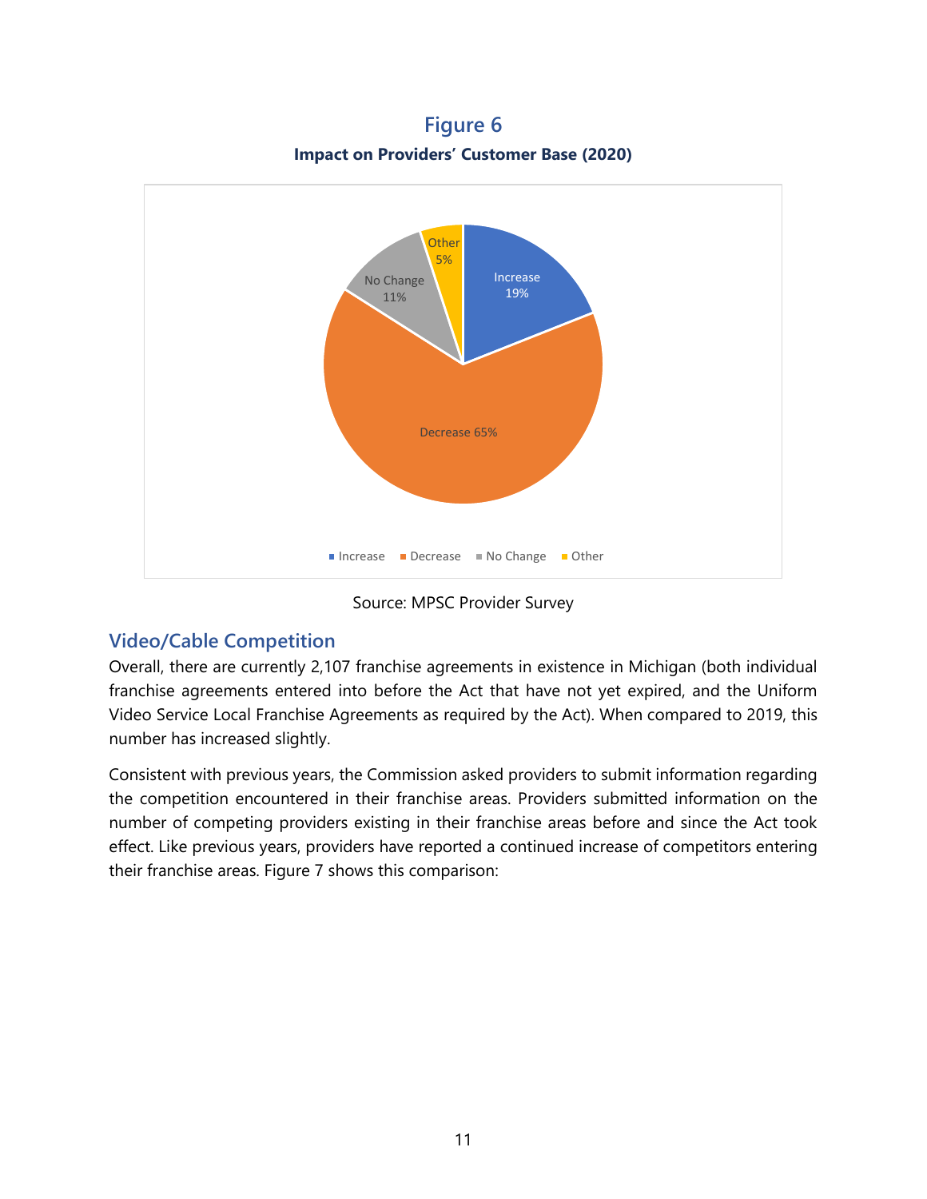## Figure 6

**Impact on Providers' Customer Base (2020)**

| Category | Percentage |
|---|---|
| Increase | 19% |
| Decrease | 65% |
| No Change | 11% |
| Other | 5% |

Source: MPSC Provider Survey

## Video/Cable Competition

Overall, there are currently 2,107 franchise agreements in existence in Michigan (both individual franchise agreements entered into before the Act that have not yet expired, and the Uniform Video Service Local Franchise Agreements as required by the Act). When compared to 2019, this number has increased slightly.

Consistent with previous years, the Commission asked providers to submit information regarding the competition encountered in their franchise areas. Providers submitted information on the number of competing providers existing in their franchise areas before and since the Act took effect. Like previous years, providers have reported a continued increase of competitors entering their franchise areas. Figure 7 shows this comparison: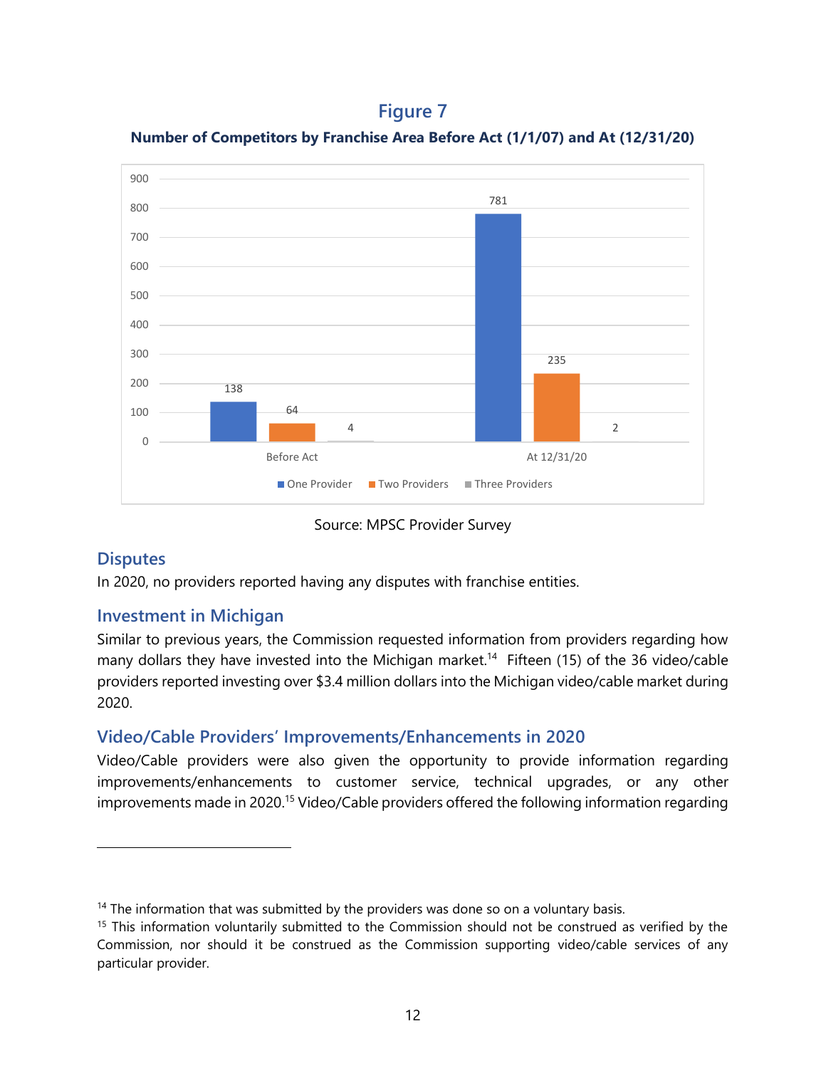## Figure 7

**Number of Competitors by Franchise Area Before Act (1/1/07) and At (12/31/20)**

| | One Provider | Two Providers | Three Providers |
|---|---|---|---|
| Before Act | 138 | 64 | 4 |
| At 12/31/20 | 781 | 235 | 2 |

Source: MPSC Provider Survey

## Disputes

In 2020, no providers reported having any disputes with franchise entities.

## Investment in Michigan

Similar to previous years, the Commission requested information from providers regarding how many dollars they have invested into the Michigan market.[14] Fifteen (15) of the 36 video/cable providers reported investing over $3.4 million dollars into the Michigan video/cable market during 2020.

## Video/Cable Providers' Improvements/Enhancements in 2020

Video/Cable providers were also given the opportunity to provide information regarding improvements/enhancements to customer service, technical upgrades, or any other improvements made in 2020.[15] Video/Cable providers offered the following information regarding

---

[14] The information that was submitted by the providers was done so on a voluntary basis.

[15] This information voluntarily submitted to the Commission should not be construed as verified by the Commission, nor should it be construed as the Commission supporting video/cable services of any particular provider.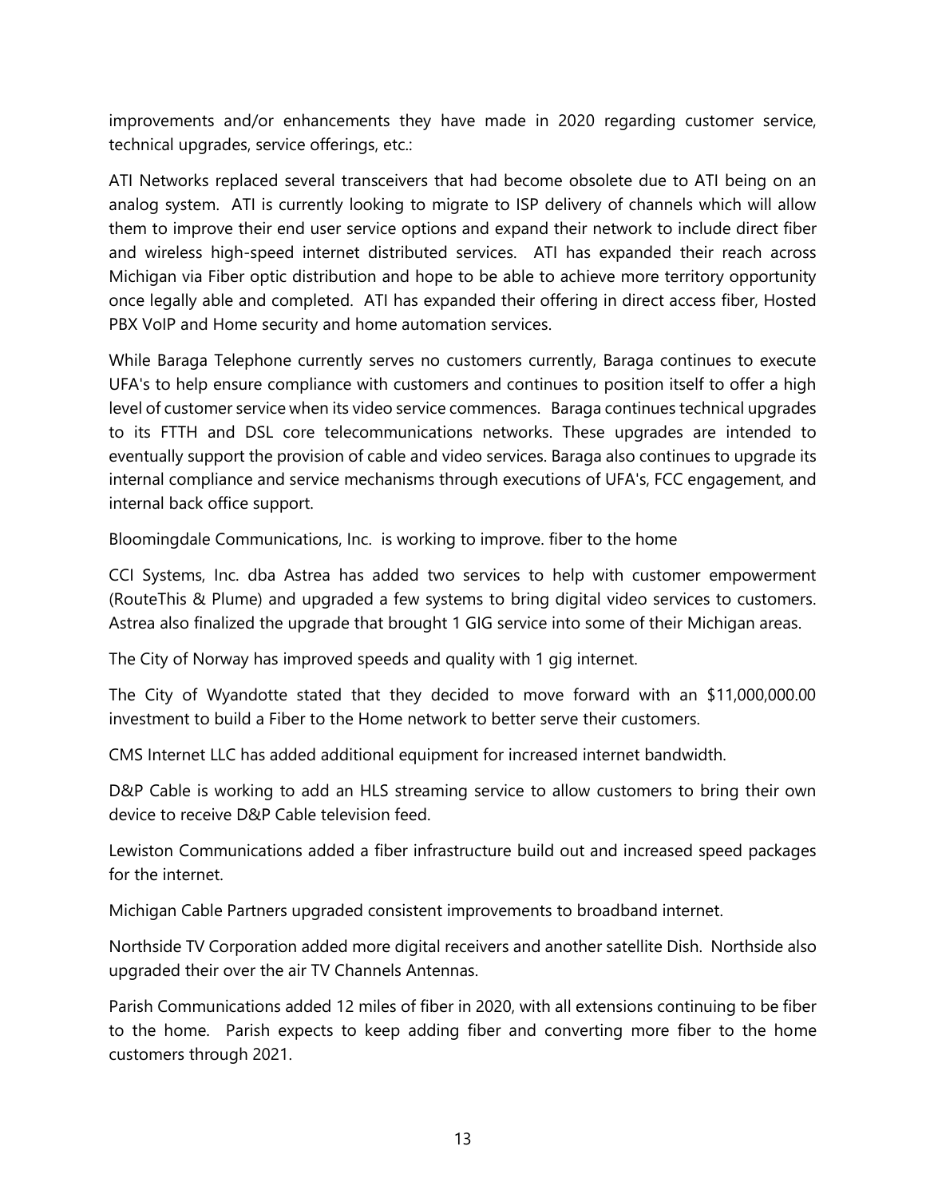improvements and/or enhancements they have made in 2020 regarding customer service, technical upgrades, service offerings, etc.:

ATI Networks replaced several transceivers that had become obsolete due to ATI being on an analog system. ATI is currently looking to migrate to ISP delivery of channels which will allow them to improve their end user service options and expand their network to include direct fiber and wireless high-speed internet distributed services. ATI has expanded their reach across Michigan via Fiber optic distribution and hope to be able to achieve more territory opportunity once legally able and completed. ATI has expanded their offering in direct access fiber, Hosted PBX VoIP and Home security and home automation services.

While Baraga Telephone currently serves no customers currently, Baraga continues to execute UFA's to help ensure compliance with customers and continues to position itself to offer a high level of customer service when its video service commences. Baraga continues technical upgrades to its FTTH and DSL core telecommunications networks. These upgrades are intended to eventually support the provision of cable and video services. Baraga also continues to upgrade its internal compliance and service mechanisms through executions of UFA's, FCC engagement, and internal back office support.

Bloomingdale Communications, Inc. is working to improve. fiber to the home

CCI Systems, Inc. dba Astrea has added two services to help with customer empowerment (RouteThis & Plume) and upgraded a few systems to bring digital video services to customers. Astrea also finalized the upgrade that brought 1 GIG service into some of their Michigan areas.

The City of Norway has improved speeds and quality with 1 gig internet.

The City of Wyandotte stated that they decided to move forward with an $11,000,000.00 investment to build a Fiber to the Home network to better serve their customers.

CMS Internet LLC has added additional equipment for increased internet bandwidth.

D&P Cable is working to add an HLS streaming service to allow customers to bring their own device to receive D&P Cable television feed.

Lewiston Communications added a fiber infrastructure build out and increased speed packages for the internet.

Michigan Cable Partners upgraded consistent improvements to broadband internet.

Northside TV Corporation added more digital receivers and another satellite Dish. Northside also upgraded their over the air TV Channels Antennas.

Parish Communications added 12 miles of fiber in 2020, with all extensions continuing to be fiber to the home. Parish expects to keep adding fiber and converting more fiber to the home customers through 2021.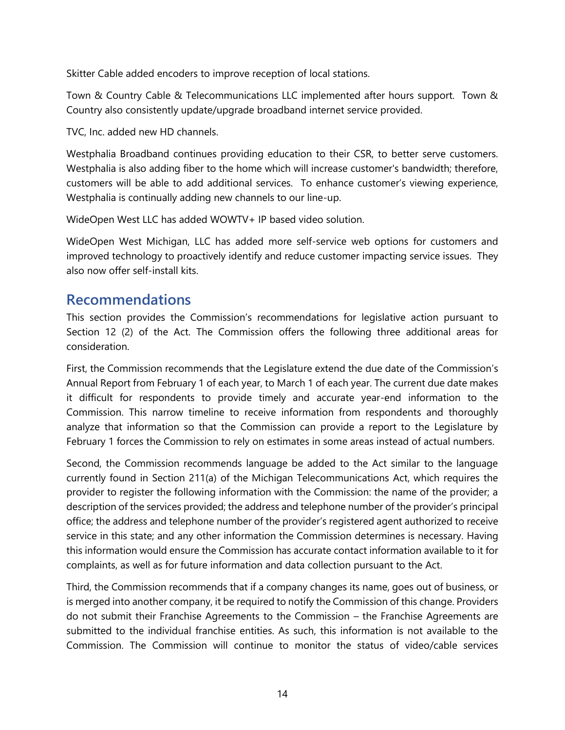Skitter Cable added encoders to improve reception of local stations.

Town & Country Cable & Telecommunications LLC implemented after hours support. Town & Country also consistently update/upgrade broadband internet service provided.

TVC, Inc. added new HD channels.

Westphalia Broadband continues providing education to their CSR, to better serve customers. Westphalia is also adding fiber to the home which will increase customer's bandwidth; therefore, customers will be able to add additional services. To enhance customer's viewing experience, Westphalia is continually adding new channels to our line-up.

WideOpen West LLC has added WOWTV+ IP based video solution.

WideOpen West Michigan, LLC has added more self-service web options for customers and improved technology to proactively identify and reduce customer impacting service issues. They also now offer self-install kits.

## Recommendations

This section provides the Commission's recommendations for legislative action pursuant to Section 12 (2) of the Act. The Commission offers the following three additional areas for consideration.

First, the Commission recommends that the Legislature extend the due date of the Commission's Annual Report from February 1 of each year, to March 1 of each year. The current due date makes it difficult for respondents to provide timely and accurate year-end information to the Commission. This narrow timeline to receive information from respondents and thoroughly analyze that information so that the Commission can provide a report to the Legislature by February 1 forces the Commission to rely on estimates in some areas instead of actual numbers.

Second, the Commission recommends language be added to the Act similar to the language currently found in Section 211(a) of the Michigan Telecommunications Act, which requires the provider to register the following information with the Commission: the name of the provider; a description of the services provided; the address and telephone number of the provider's principal office; the address and telephone number of the provider's registered agent authorized to receive service in this state; and any other information the Commission determines is necessary. Having this information would ensure the Commission has accurate contact information available to it for complaints, as well as for future information and data collection pursuant to the Act.

Third, the Commission recommends that if a company changes its name, goes out of business, or is merged into another company, it be required to notify the Commission of this change. Providers do not submit their Franchise Agreements to the Commission – the Franchise Agreements are submitted to the individual franchise entities. As such, this information is not available to the Commission. The Commission will continue to monitor the status of video/cable services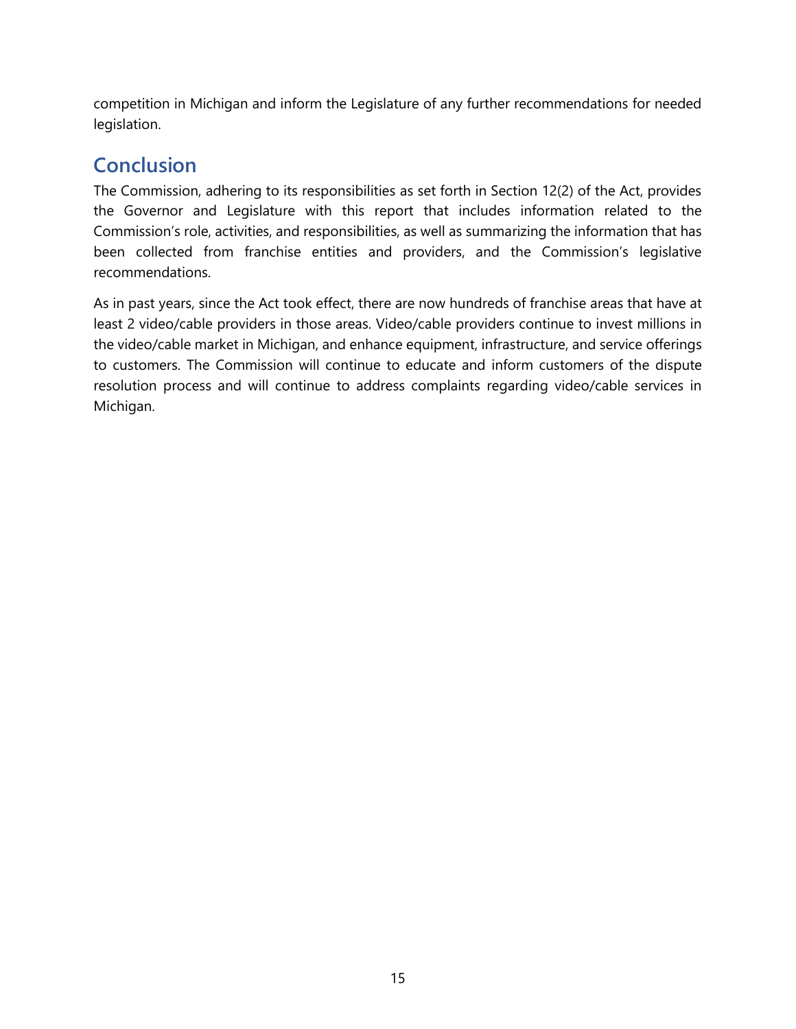competition in Michigan and inform the Legislature of any further recommendations for needed legislation.

## Conclusion

The Commission, adhering to its responsibilities as set forth in Section 12(2) of the Act, provides the Governor and Legislature with this report that includes information related to the Commission's role, activities, and responsibilities, as well as summarizing the information that has been collected from franchise entities and providers, and the Commission's legislative recommendations.

As in past years, since the Act took effect, there are now hundreds of franchise areas that have at least 2 video/cable providers in those areas. Video/cable providers continue to invest millions in the video/cable market in Michigan, and enhance equipment, infrastructure, and service offerings to customers. The Commission will continue to educate and inform customers of the dispute resolution process and will continue to address complaints regarding video/cable services in Michigan.